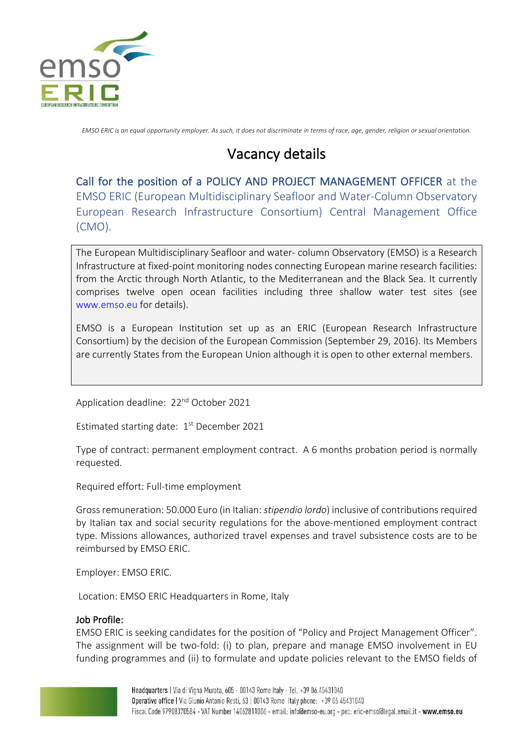*EMSO ERIC is an equal opportunity employer. As such, it does not discriminate in terms of race, age, gender, religion or sexual orientation.*

# Vacancy details

## Call for the position of a POLICY AND PROJECT MANAGEMENT OFFICER at the EMSO ERIC (European Multidisciplinary Seafloor and Water-Column Observatory European Research Infrastructure Consortium) Central Management Office (CMO).

The European Multidisciplinary Seafloor and water- column Observatory (EMSO) is a Research Infrastructure at fixed-point monitoring nodes connecting European marine research facilities: from the Arctic through North Atlantic, to the Mediterranean and the Black Sea. It currently comprises twelve open ocean facilities including three shallow water test sites (see www.emso.eu for details).

EMSO is a European Institution set up as an ERIC (European Research Infrastructure Consortium) by the decision of the European Commission (September 29, 2016). Its Members are currently States from the European Union although it is open to other external members.

Application deadline: 22nd October 2021

Estimated starting date: 1st December 2021

Type of contract: permanent employment contract. A 6 months probation period is normally requested.

Required effort: Full-time employment

Gross remuneration: 50.000 Euro (in Italian: *stipendio lordo*) inclusive of contributions required by Italian tax and social security regulations for the above-mentioned employment contract type. Missions allowances, authorized travel expenses and travel subsistence costs are to be reimbursed by EMSO ERIC.

Employer: EMSO ERIC.

Location: EMSO ERIC Headquarters in Rome, Italy

### Job Profile:

EMSO ERIC is seeking candidates for the position of "Policy and Project Management Officer". The assignment will be two-fold: (i) to plan, prepare and manage EMSO involvement in EU funding programmes and (ii) to formulate and update policies relevant to the EMSO fields of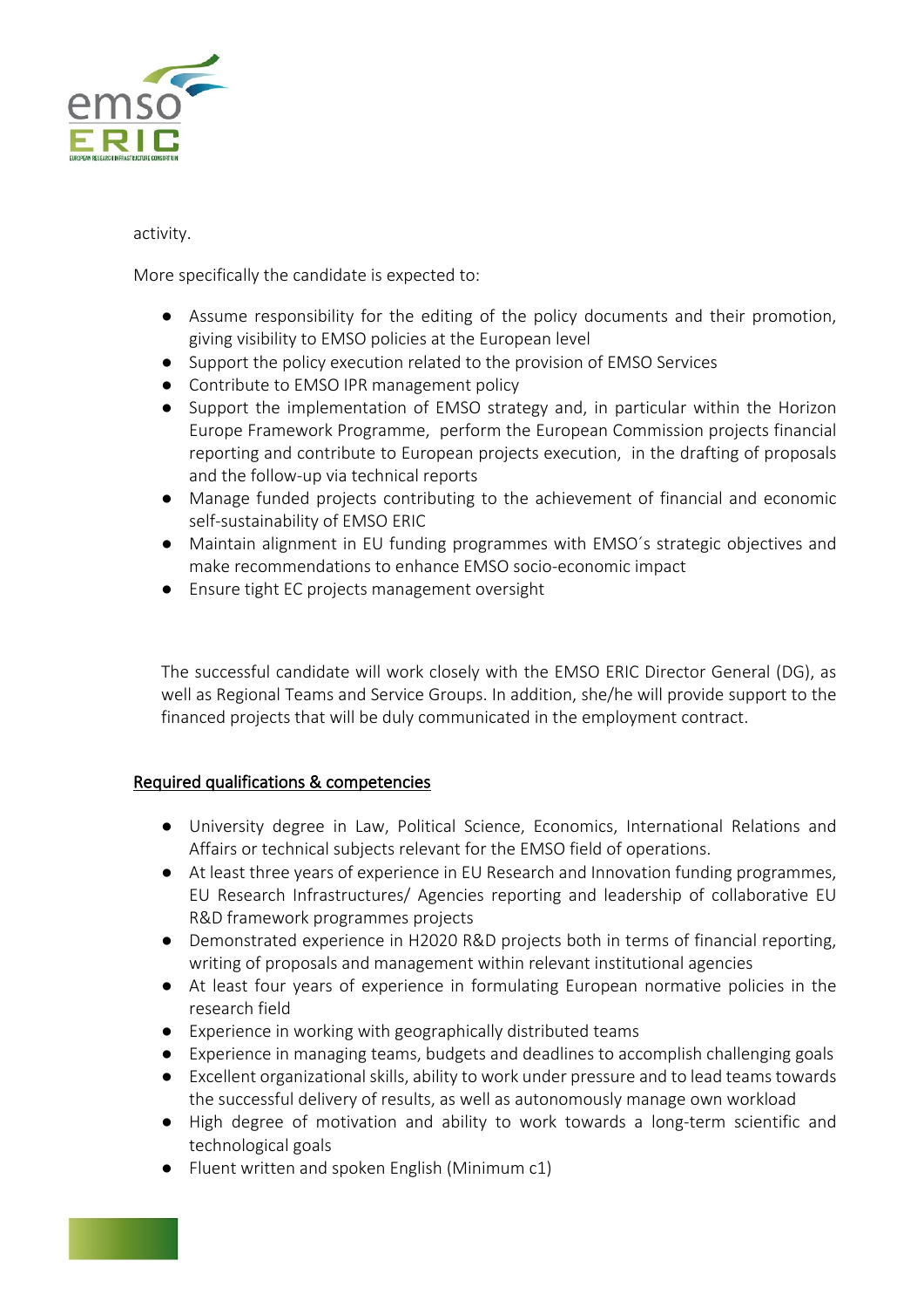activity.

More specifically the candidate is expected to:

- Assume responsibility for the editing of the policy documents and their promotion, giving visibility to EMSO policies at the European level
- Support the policy execution related to the provision of EMSO Services
- Contribute to EMSO IPR management policy
- Support the implementation of EMSO strategy and, in particular within the Horizon Europe Framework Programme, perform the European Commission projects financial reporting and contribute to European projects execution, in the drafting of proposals and the follow-up via technical reports
- Manage funded projects contributing to the achievement of financial and economic self-sustainability of EMSO ERIC
- Maintain alignment in EU funding programmes with EMSO´s strategic objectives and make recommendations to enhance EMSO socio-economic impact
- Ensure tight EC projects management oversight

The successful candidate will work closely with the EMSO ERIC Director General (DG), as well as Regional Teams and Service Groups. In addition, she/he will provide support to the financed projects that will be duly communicated in the employment contract.

## Required qualifications & competencies

- University degree in Law, Political Science, Economics, International Relations and Affairs or technical subjects relevant for the EMSO field of operations.
- At least three years of experience in EU Research and Innovation funding programmes, EU Research Infrastructures/ Agencies reporting and leadership of collaborative EU R&D framework programmes projects
- Demonstrated experience in H2020 R&D projects both in terms of financial reporting, writing of proposals and management within relevant institutional agencies
- At least four years of experience in formulating European normative policies in the research field
- Experience in working with geographically distributed teams
- Experience in managing teams, budgets and deadlines to accomplish challenging goals
- Excellent organizational skills, ability to work under pressure and to lead teams towards the successful delivery of results, as well as autonomously manage own workload
- High degree of motivation and ability to work towards a long-term scientific and technological goals
- Fluent written and spoken English (Minimum c1)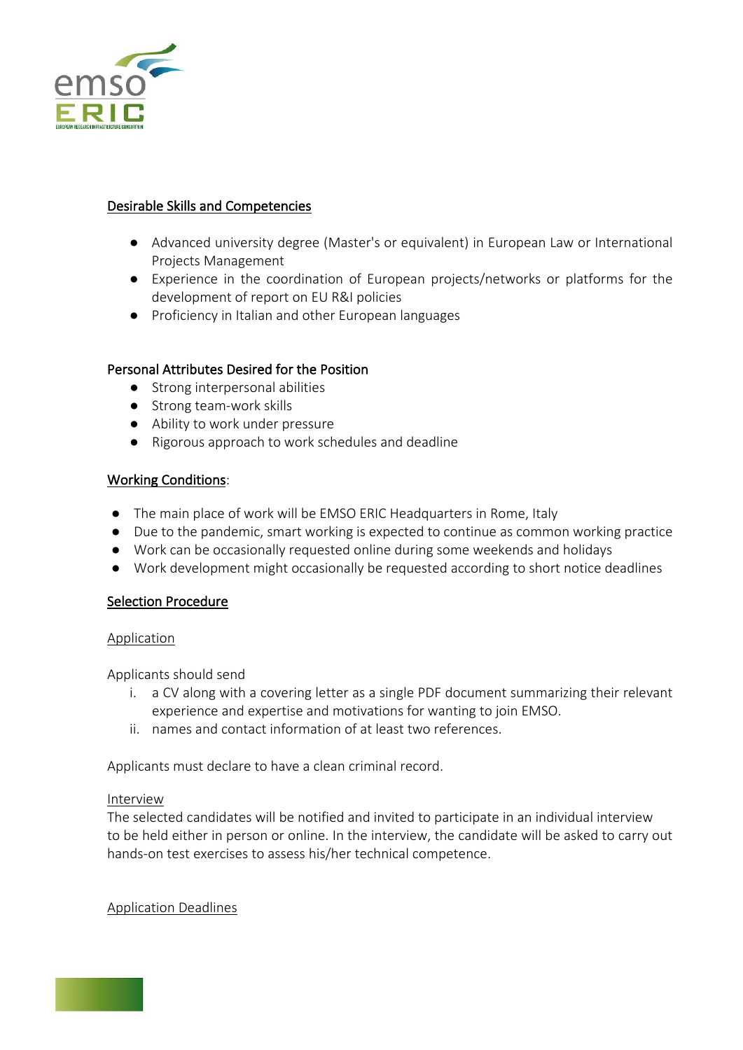## Desirable Skills and Competencies

- Advanced university degree (Master's or equivalent) in European Law or International Projects Management
- Experience in the coordination of European projects/networks or platforms for the development of report on EU R&I policies
- Proficiency in Italian and other European languages

## Personal Attributes Desired for the Position

- Strong interpersonal abilities
- Strong team-work skills
- Ability to work under pressure
- Rigorous approach to work schedules and deadline

## Working Conditions:

- The main place of work will be EMSO ERIC Headquarters in Rome, Italy
- Due to the pandemic, smart working is expected to continue as common working practice
- Work can be occasionally requested online during some weekends and holidays
- Work development might occasionally be requested according to short notice deadlines

## Selection Procedure

### Application

Applicants should send

i. a CV along with a covering letter as a single PDF document summarizing their relevant experience and expertise and motivations for wanting to join EMSO.
ii. names and contact information of at least two references.

Applicants must declare to have a clean criminal record.

### Interview

The selected candidates will be notified and invited to participate in an individual interview to be held either in person or online. In the interview, the candidate will be asked to carry out hands-on test exercises to assess his/her technical competence.

### Application Deadlines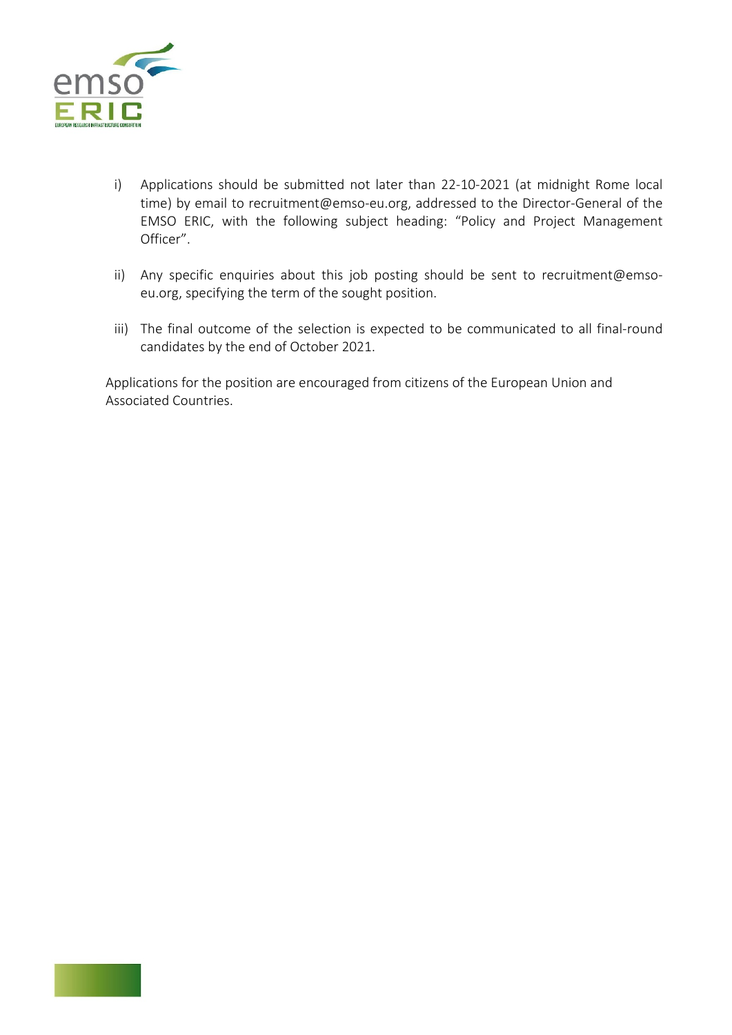i) Applications should be submitted not later than 22-10-2021 (at midnight Rome local time) by email to recruitment@emso-eu.org, addressed to the Director-General of the EMSO ERIC, with the following subject heading: "Policy and Project Management Officer".

ii) Any specific enquiries about this job posting should be sent to recruitment@emso-eu.org, specifying the term of the sought position.

iii) The final outcome of the selection is expected to be communicated to all final-round candidates by the end of October 2021.

Applications for the position are encouraged from citizens of the European Union and Associated Countries.